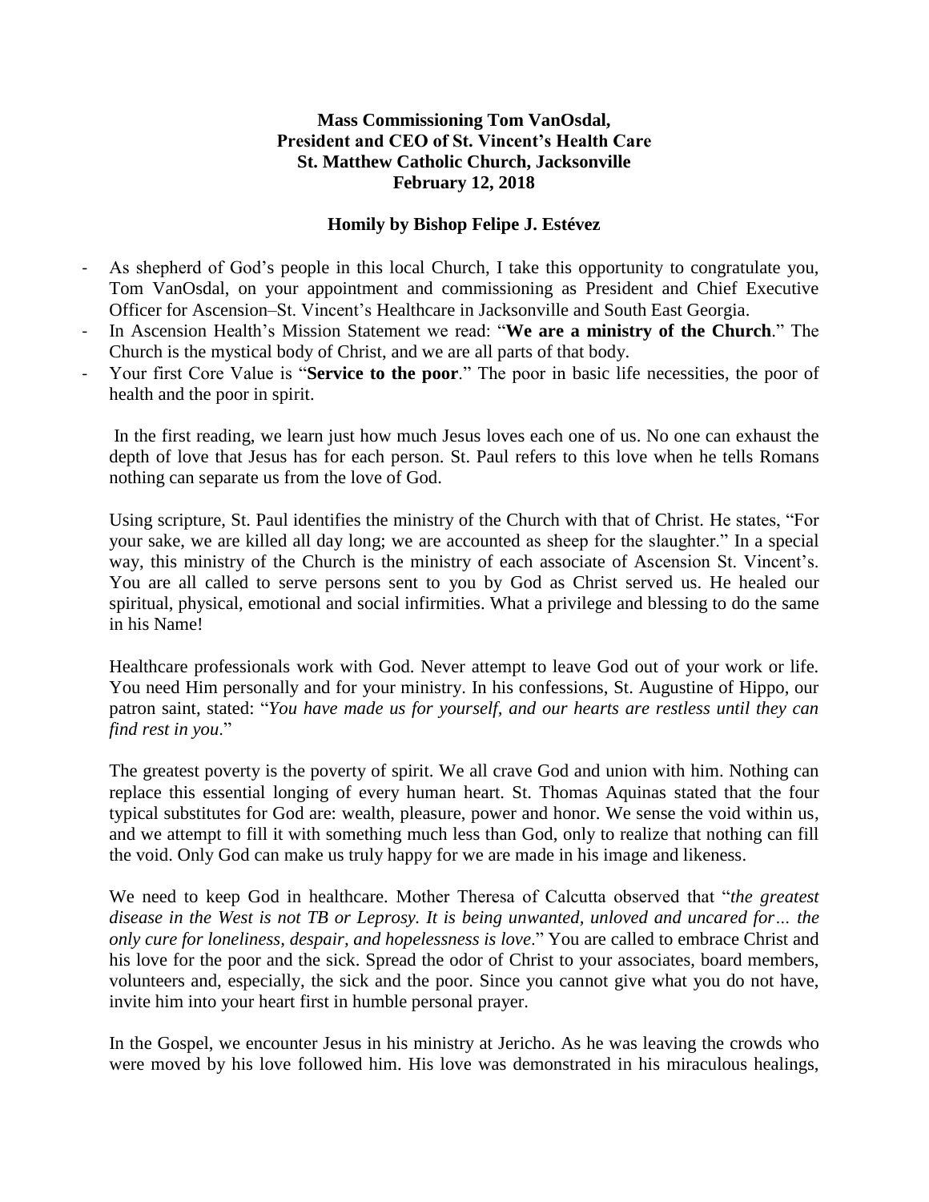**Mass Commissioning Tom VanOsdal,**
**President and CEO of St. Vincent's Health Care**
**St. Matthew Catholic Church, Jacksonville**
**February 12, 2018**

**Homily by Bishop Felipe J. Estévez**

- As shepherd of God's people in this local Church, I take this opportunity to congratulate you, Tom VanOsdal, on your appointment and commissioning as President and Chief Executive Officer for Ascension–St. Vincent's Healthcare in Jacksonville and South East Georgia.
- In Ascension Health's Mission Statement we read: "**We are a ministry of the Church**." The Church is the mystical body of Christ, and we are all parts of that body.
- Your first Core Value is "**Service to the poor**." The poor in basic life necessities, the poor of health and the poor in spirit.

In the first reading, we learn just how much Jesus loves each one of us. No one can exhaust the depth of love that Jesus has for each person. St. Paul refers to this love when he tells Romans nothing can separate us from the love of God.

Using scripture, St. Paul identifies the ministry of the Church with that of Christ. He states, "For your sake, we are killed all day long; we are accounted as sheep for the slaughter." In a special way, this ministry of the Church is the ministry of each associate of Ascension St. Vincent's. You are all called to serve persons sent to you by God as Christ served us. He healed our spiritual, physical, emotional and social infirmities. What a privilege and blessing to do the same in his Name!

Healthcare professionals work with God. Never attempt to leave God out of your work or life. You need Him personally and for your ministry. In his confessions, St. Augustine of Hippo, our patron saint, stated: "*You have made us for yourself, and our hearts are restless until they can find rest in you*."

The greatest poverty is the poverty of spirit. We all crave God and union with him. Nothing can replace this essential longing of every human heart. St. Thomas Aquinas stated that the four typical substitutes for God are: wealth, pleasure, power and honor. We sense the void within us, and we attempt to fill it with something much less than God, only to realize that nothing can fill the void. Only God can make us truly happy for we are made in his image and likeness.

We need to keep God in healthcare. Mother Theresa of Calcutta observed that "*the greatest disease in the West is not TB or Leprosy. It is being unwanted, unloved and uncared for… the only cure for loneliness, despair, and hopelessness is love*." You are called to embrace Christ and his love for the poor and the sick. Spread the odor of Christ to your associates, board members, volunteers and, especially, the sick and the poor. Since you cannot give what you do not have, invite him into your heart first in humble personal prayer.

In the Gospel, we encounter Jesus in his ministry at Jericho. As he was leaving the crowds who were moved by his love followed him. His love was demonstrated in his miraculous healings,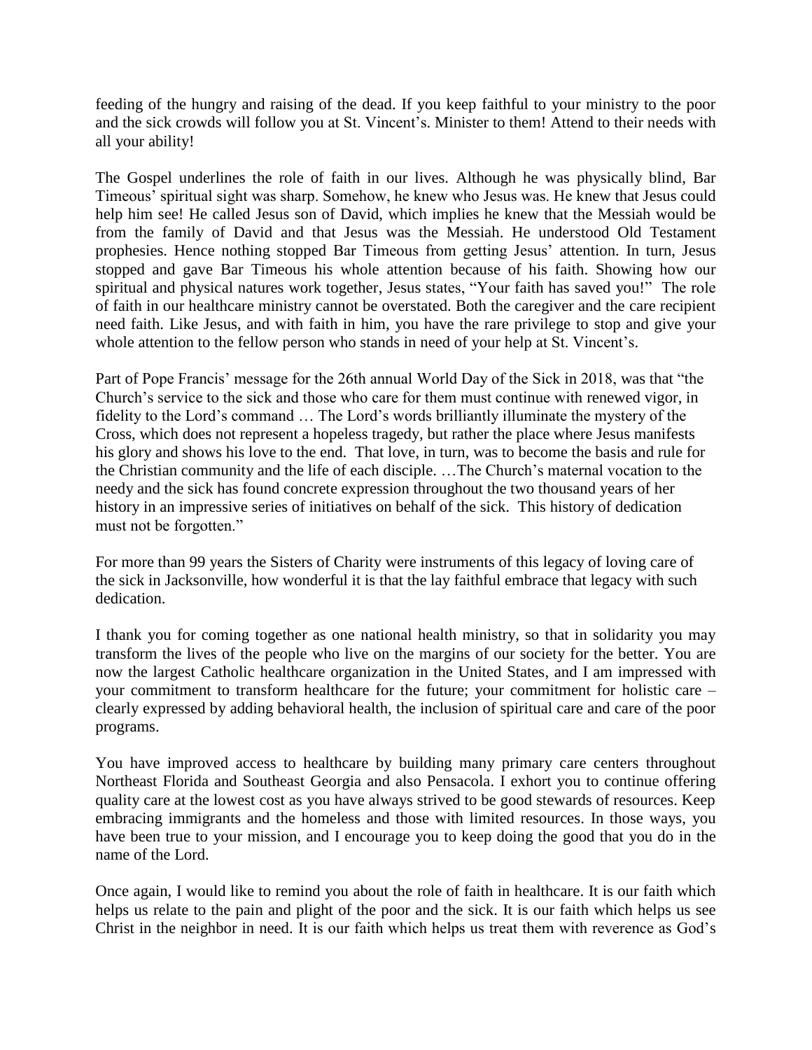feeding of the hungry and raising of the dead. If you keep faithful to your ministry to the poor and the sick crowds will follow you at St. Vincent's. Minister to them! Attend to their needs with all your ability!

The Gospel underlines the role of faith in our lives. Although he was physically blind, Bar Timeous' spiritual sight was sharp. Somehow, he knew who Jesus was. He knew that Jesus could help him see! He called Jesus son of David, which implies he knew that the Messiah would be from the family of David and that Jesus was the Messiah. He understood Old Testament prophesies. Hence nothing stopped Bar Timeous from getting Jesus' attention. In turn, Jesus stopped and gave Bar Timeous his whole attention because of his faith. Showing how our spiritual and physical natures work together, Jesus states, "Your faith has saved you!" The role of faith in our healthcare ministry cannot be overstated. Both the caregiver and the care recipient need faith. Like Jesus, and with faith in him, you have the rare privilege to stop and give your whole attention to the fellow person who stands in need of your help at St. Vincent's.

Part of Pope Francis' message for the 26th annual World Day of the Sick in 2018, was that "the Church's service to the sick and those who care for them must continue with renewed vigor, in fidelity to the Lord's command … The Lord's words brilliantly illuminate the mystery of the Cross, which does not represent a hopeless tragedy, but rather the place where Jesus manifests his glory and shows his love to the end. That love, in turn, was to become the basis and rule for the Christian community and the life of each disciple. …The Church's maternal vocation to the needy and the sick has found concrete expression throughout the two thousand years of her history in an impressive series of initiatives on behalf of the sick. This history of dedication must not be forgotten."

For more than 99 years the Sisters of Charity were instruments of this legacy of loving care of the sick in Jacksonville, how wonderful it is that the lay faithful embrace that legacy with such dedication.

I thank you for coming together as one national health ministry, so that in solidarity you may transform the lives of the people who live on the margins of our society for the better. You are now the largest Catholic healthcare organization in the United States, and I am impressed with your commitment to transform healthcare for the future; your commitment for holistic care – clearly expressed by adding behavioral health, the inclusion of spiritual care and care of the poor programs.

You have improved access to healthcare by building many primary care centers throughout Northeast Florida and Southeast Georgia and also Pensacola. I exhort you to continue offering quality care at the lowest cost as you have always strived to be good stewards of resources. Keep embracing immigrants and the homeless and those with limited resources. In those ways, you have been true to your mission, and I encourage you to keep doing the good that you do in the name of the Lord.

Once again, I would like to remind you about the role of faith in healthcare. It is our faith which helps us relate to the pain and plight of the poor and the sick. It is our faith which helps us see Christ in the neighbor in need. It is our faith which helps us treat them with reverence as God's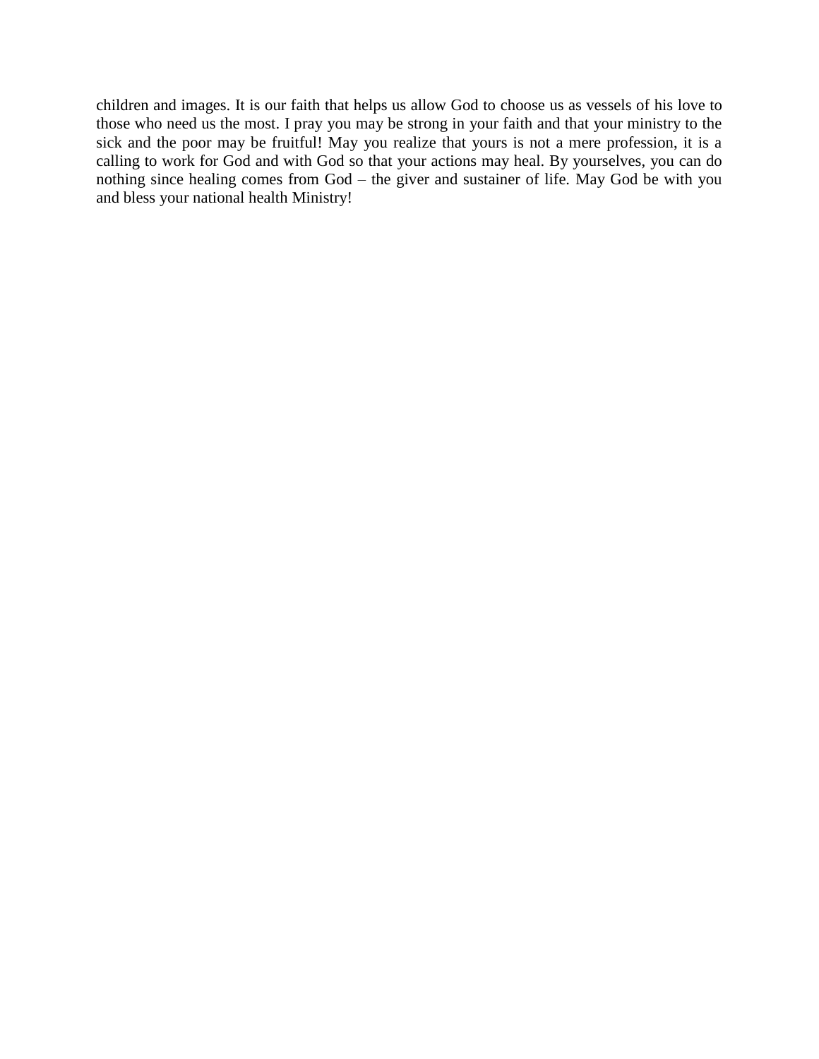children and images. It is our faith that helps us allow God to choose us as vessels of his love to those who need us the most. I pray you may be strong in your faith and that your ministry to the sick and the poor may be fruitful! May you realize that yours is not a mere profession, it is a calling to work for God and with God so that your actions may heal. By yourselves, you can do nothing since healing comes from God – the giver and sustainer of life. May God be with you and bless your national health Ministry!